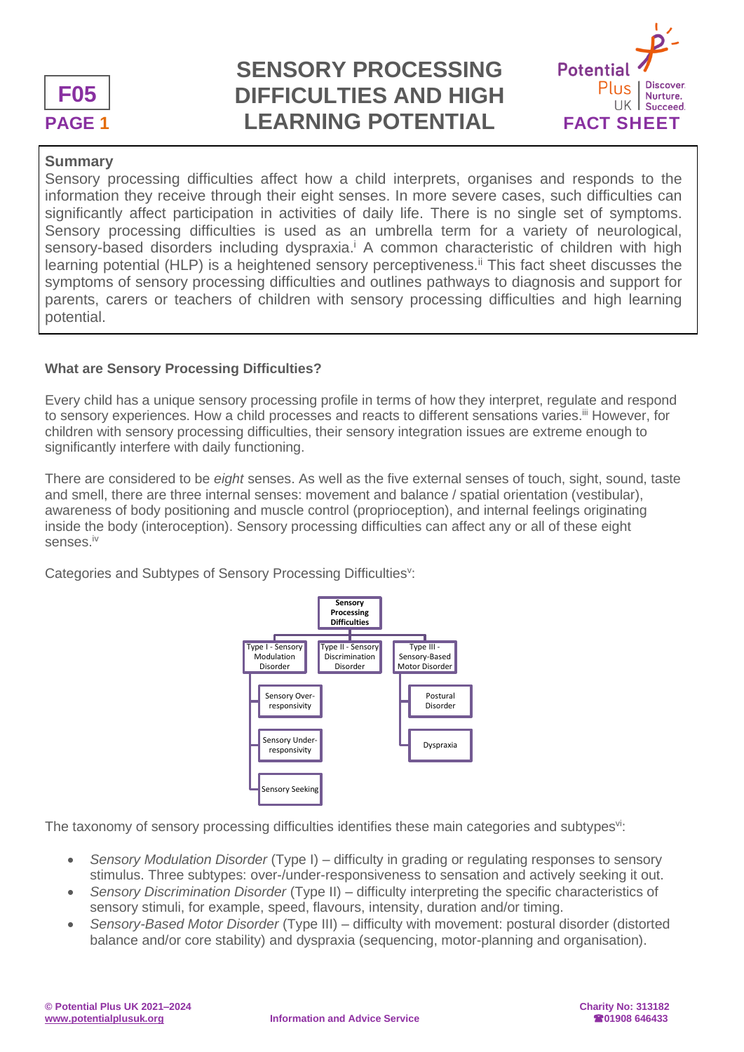# SENSORY PROCESSING DIFFICULTIES AND HIGH LEARNING POTENTIAL

**F05**

**FACT SHEET**

## Summary

Sensory processing difficulties affect how a child interprets, organises and responds to the information they receive through their eight senses. In more severe cases, such difficulties can significantly affect participation in activities of daily life. There is no single set of symptoms. Sensory processing difficulties is used as an umbrella term for a variety of neurological, sensory-based disorders including dyspraxia.[i] A common characteristic of children with high learning potential (HLP) is a heightened sensory perceptiveness.[ii] This fact sheet discusses the symptoms of sensory processing difficulties and outlines pathways to diagnosis and support for parents, carers or teachers of children with sensory processing difficulties and high learning potential.

### What are Sensory Processing Difficulties?

Every child has a unique sensory processing profile in terms of how they interpret, regulate and respond to sensory experiences. How a child processes and reacts to different sensations varies.[iii] However, for children with sensory processing difficulties, their sensory integration issues are extreme enough to significantly interfere with daily functioning.

There are considered to be *eight* senses. As well as the five external senses of touch, sight, sound, taste and smell, there are three internal senses: movement and balance / spatial orientation (vestibular), awareness of body positioning and muscle control (proprioception), and internal feelings originating inside the body (interoception). Sensory processing difficulties can affect any or all of these eight senses.[iv]

Categories and Subtypes of Sensory Processing Difficulties[v]:

- Sensory Processing Difficulties
  - Type I - Sensory Modulation Disorder
    - Sensory Over-responsivity
    - Sensory Under-responsivity
    - Sensory Seeking
  - Type II - Sensory Discrimination Disorder
  - Type III - Sensory-Based Motor Disorder
    - Postural Disorder
    - Dyspraxia

The taxonomy of sensory processing difficulties identifies these main categories and subtypes[vi]:

- *Sensory Modulation Disorder* (Type I) – difficulty in grading or regulating responses to sensory stimulus. Three subtypes: over-/under-responsiveness to sensation and actively seeking it out.
- *Sensory Discrimination Disorder* (Type II) – difficulty interpreting the specific characteristics of sensory stimuli, for example, speed, flavours, intensity, duration and/or timing.
- *Sensory-Based Motor Disorder* (Type III) – difficulty with movement: postural disorder (distorted balance and/or core stability) and dyspraxia (sequencing, motor-planning and organisation).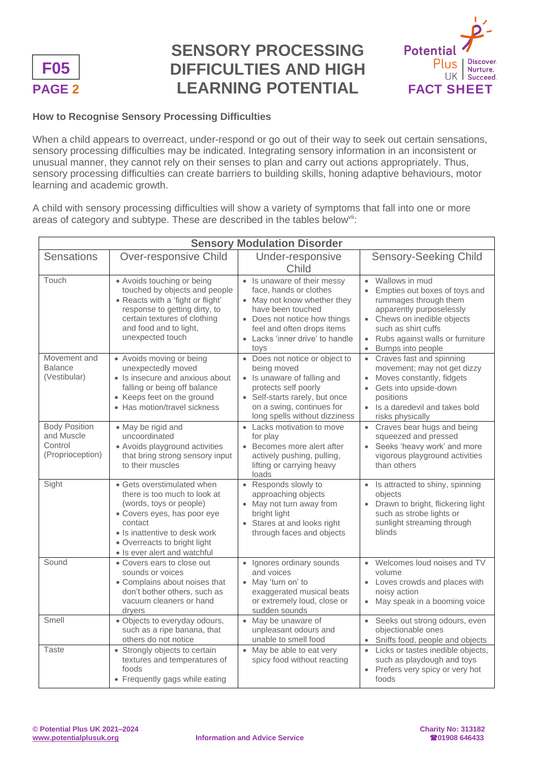### How to Recognise Sensory Processing Difficulties

When a child appears to overreact, under-respond or go out of their way to seek out certain sensations, sensory processing difficulties may be indicated. Integrating sensory information in an inconsistent or unusual manner, they cannot rely on their senses to plan and carry out actions appropriately. Thus, sensory processing difficulties can create barriers to building skills, honing adaptive behaviours, motor learning and academic growth.

A child with sensory processing difficulties will show a variety of symptoms that fall into one or more areas of category and subtype. These are described in the tables below[vii]:

| Sensory Modulation Disorder | | | |
|---|---|---|---|
| **Sensations** | **Over-responsive Child** | **Under-responsive Child** | **Sensory-Seeking Child** |
| Touch | • Avoids touching or being touched by objects and people<br>• Reacts with a 'fight or flight' response to getting dirty, to certain textures of clothing and food and to light, unexpected touch | • Is unaware of their messy face, hands or clothes<br>• May not know whether they have been touched<br>• Does not notice how things feel and often drops items<br>• Lacks 'inner drive' to handle toys | • Wallows in mud<br>• Empties out boxes of toys and rummages through them apparently purposelessly<br>• Chews on inedible objects such as shirt cuffs<br>• Rubs against walls or furniture<br>• Bumps into people |
| Movement and Balance (Vestibular) | • Avoids moving or being unexpectedly moved<br>• Is insecure and anxious about falling or being off balance<br>• Keeps feet on the ground<br>• Has motion/travel sickness | • Does not notice or object to being moved<br>• Is unaware of falling and protects self poorly<br>• Self-starts rarely, but once on a swing, continues for long spells without dizziness | • Craves fast and spinning movement; may not get dizzy<br>• Moves constantly, fidgets<br>• Gets into upside-down positions<br>• Is a daredevil and takes bold risks physically |
| Body Position and Muscle Control (Proprioception) | • May be rigid and uncoordinated<br>• Avoids playground activities that bring strong sensory input to their muscles | • Lacks motivation to move for play<br>• Becomes more alert after actively pushing, pulling, lifting or carrying heavy loads | • Craves bear hugs and being squeezed and pressed<br>• Seeks 'heavy work' and more vigorous playground activities than others |
| Sight | • Gets overstimulated when there is too much to look at (words, toys or people)<br>• Covers eyes, has poor eye contact<br>• Is inattentive to desk work<br>• Overreacts to bright light<br>• Is ever alert and watchful | • Responds slowly to approaching objects<br>• May not turn away from bright light<br>• Stares at and looks right through faces and objects | • Is attracted to shiny, spinning objects<br>• Drawn to bright, flickering light such as strobe lights or sunlight streaming through blinds |
| Sound | • Covers ears to close out sounds or voices<br>• Complains about noises that don't bother others, such as vacuum cleaners or hand dryers | • Ignores ordinary sounds and voices<br>• May 'turn on' to exaggerated musical beats or extremely loud, close or sudden sounds | • Welcomes loud noises and TV volume<br>• Loves crowds and places with noisy action<br>• May speak in a booming voice |
| Smell | • Objects to everyday odours, such as a ripe banana, that others do not notice | • May be unaware of unpleasant odours and unable to smell food | • Seeks out strong odours, even objectionable ones<br>• Sniffs food, people and objects |
| Taste | • Strongly objects to certain textures and temperatures of foods<br>• Frequently gags while eating | • May be able to eat very spicy food without reacting | • Licks or tastes inedible objects, such as playdough and toys<br>• Prefers very spicy or very hot foods |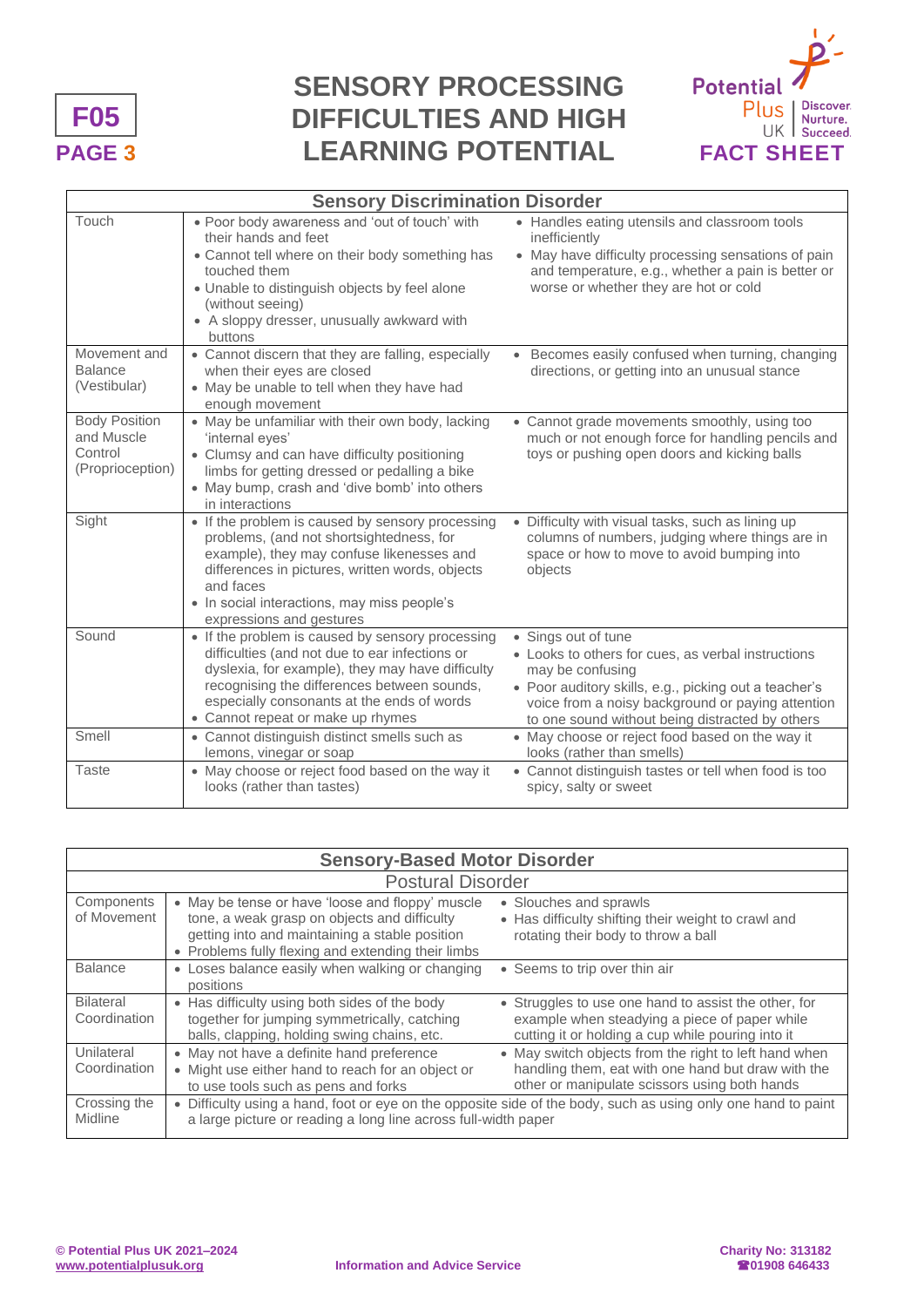| Sensory Discrimination Disorder | | |
|---|---|---|
| Touch | • Poor body awareness and 'out of touch' with their hands and feet<br>• Cannot tell where on their body something has touched them<br>• Unable to distinguish objects by feel alone (without seeing)<br>• A sloppy dresser, unusually awkward with buttons | • Handles eating utensils and classroom tools inefficiently<br>• May have difficulty processing sensations of pain and temperature, e.g., whether a pain is better or worse or whether they are hot or cold |
| Movement and Balance (Vestibular) | • Cannot discern that they are falling, especially when their eyes are closed<br>• May be unable to tell when they have had enough movement | • Becomes easily confused when turning, changing directions, or getting into an unusual stance |
| Body Position and Muscle Control (Proprioception) | • May be unfamiliar with their own body, lacking 'internal eyes'<br>• Clumsy and can have difficulty positioning limbs for getting dressed or pedalling a bike<br>• May bump, crash and 'dive bomb' into others in interactions | • Cannot grade movements smoothly, using too much or not enough force for handling pencils and toys or pushing open doors and kicking balls |
| Sight | • If the problem is caused by sensory processing problems, (and not shortsightedness, for example), they may confuse likenesses and differences in pictures, written words, objects and faces<br>• In social interactions, may miss people's expressions and gestures | • Difficulty with visual tasks, such as lining up columns of numbers, judging where things are in space or how to move to avoid bumping into objects |
| Sound | • If the problem is caused by sensory processing difficulties (and not due to ear infections or dyslexia, for example), they may have difficulty recognising the differences between sounds, especially consonants at the ends of words<br>• Cannot repeat or make up rhymes | • Sings out of tune<br>• Looks to others for cues, as verbal instructions may be confusing<br>• Poor auditory skills, e.g., picking out a teacher's voice from a noisy background or paying attention to one sound without being distracted by others |
| Smell | • Cannot distinguish distinct smells such as lemons, vinegar or soap | • May choose or reject food based on the way it looks (rather than smells) |
| Taste | • May choose or reject food based on the way it looks (rather than tastes) | • Cannot distinguish tastes or tell when food is too spicy, salty or sweet |

| Sensory-Based Motor Disorder | | |
|---|---|---|
| Postural Disorder | | |
| Components of Movement | • May be tense or have 'loose and floppy' muscle tone, a weak grasp on objects and difficulty getting into and maintaining a stable position<br>• Problems fully flexing and extending their limbs | • Slouches and sprawls<br>• Has difficulty shifting their weight to crawl and rotating their body to throw a ball |
| Balance | • Loses balance easily when walking or changing positions | • Seems to trip over thin air |
| Bilateral Coordination | • Has difficulty using both sides of the body together for jumping symmetrically, catching balls, clapping, holding swing chains, etc. | • Struggles to use one hand to assist the other, for example when steadying a piece of paper while cutting it or holding a cup while pouring into it |
| Unilateral Coordination | • May not have a definite hand preference<br>• Might use either hand to reach for an object or to use tools such as pens and forks | • May switch objects from the right to left hand when handling them, eat with one hand but draw with the other or manipulate scissors using both hands |
| Crossing the Midline | • Difficulty using a hand, foot or eye on the opposite side of the body, such as using only one hand to paint a large picture or reading a long line across full-width paper | |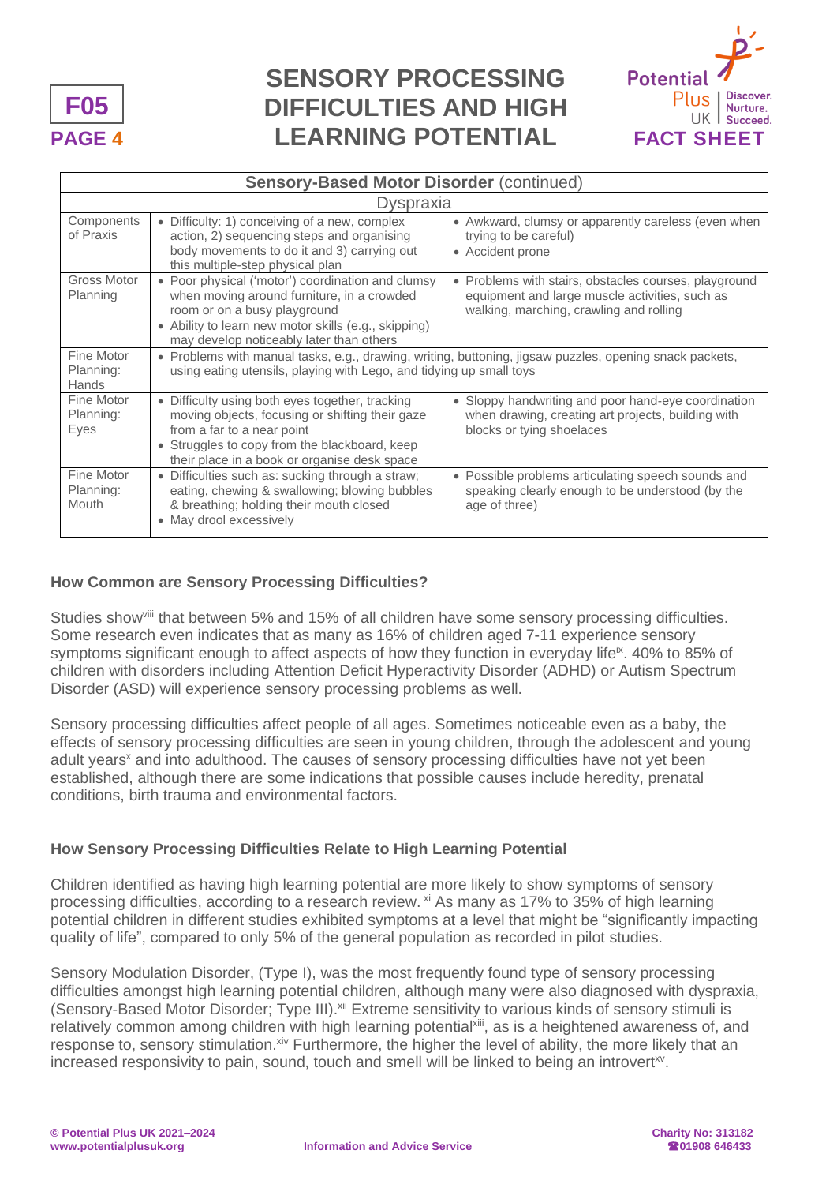| Sensory-Based Motor Disorder (continued) | | |
|---|---|---|
| Dyspraxia | | |
| Components of Praxis | • Difficulty: 1) conceiving of a new, complex action, 2) sequencing steps and organising body movements to do it and 3) carrying out this multiple-step physical plan | • Awkward, clumsy or apparently careless (even when trying to be careful) • Accident prone |
| Gross Motor Planning | • Poor physical ('motor') coordination and clumsy when moving around furniture, in a crowded room or on a busy playground • Ability to learn new motor skills (e.g., skipping) may develop noticeably later than others | • Problems with stairs, obstacles courses, playground equipment and large muscle activities, such as walking, marching, crawling and rolling |
| Fine Motor Planning: Hands | • Problems with manual tasks, e.g., drawing, writing, buttoning, jigsaw puzzles, opening snack packets, using eating utensils, playing with Lego, and tidying up small toys | |
| Fine Motor Planning: Eyes | • Difficulty using both eyes together, tracking moving objects, focusing or shifting their gaze from a far to a near point • Struggles to copy from the blackboard, keep their place in a book or organise desk space | • Sloppy handwriting and poor hand-eye coordination when drawing, creating art projects, building with blocks or tying shoelaces |
| Fine Motor Planning: Mouth | • Difficulties such as: sucking through a straw; eating, chewing & swallowing; blowing bubbles & breathing; holding their mouth closed • May drool excessively | • Possible problems articulating speech sounds and speaking clearly enough to be understood (by the age of three) |

### How Common are Sensory Processing Difficulties?

Studies show[viii] that between 5% and 15% of all children have some sensory processing difficulties. Some research even indicates that as many as 16% of children aged 7-11 experience sensory symptoms significant enough to affect aspects of how they function in everyday life[ix]. 40% to 85% of children with disorders including Attention Deficit Hyperactivity Disorder (ADHD) or Autism Spectrum Disorder (ASD) will experience sensory processing problems as well.

Sensory processing difficulties affect people of all ages. Sometimes noticeable even as a baby, the effects of sensory processing difficulties are seen in young children, through the adolescent and young adult years[x] and into adulthood. The causes of sensory processing difficulties have not yet been established, although there are some indications that possible causes include heredity, prenatal conditions, birth trauma and environmental factors.

### How Sensory Processing Difficulties Relate to High Learning Potential

Children identified as having high learning potential are more likely to show symptoms of sensory processing difficulties, according to a research review. [xi] As many as 17% to 35% of high learning potential children in different studies exhibited symptoms at a level that might be "significantly impacting quality of life", compared to only 5% of the general population as recorded in pilot studies.

Sensory Modulation Disorder, (Type I), was the most frequently found type of sensory processing difficulties amongst high learning potential children, although many were also diagnosed with dyspraxia, (Sensory-Based Motor Disorder; Type III).[xii] Extreme sensitivity to various kinds of sensory stimuli is relatively common among children with high learning potential[xiii], as is a heightened awareness of, and response to, sensory stimulation.[xiv] Furthermore, the higher the level of ability, the more likely that an increased responsivity to pain, sound, touch and smell will be linked to being an introvert[xv].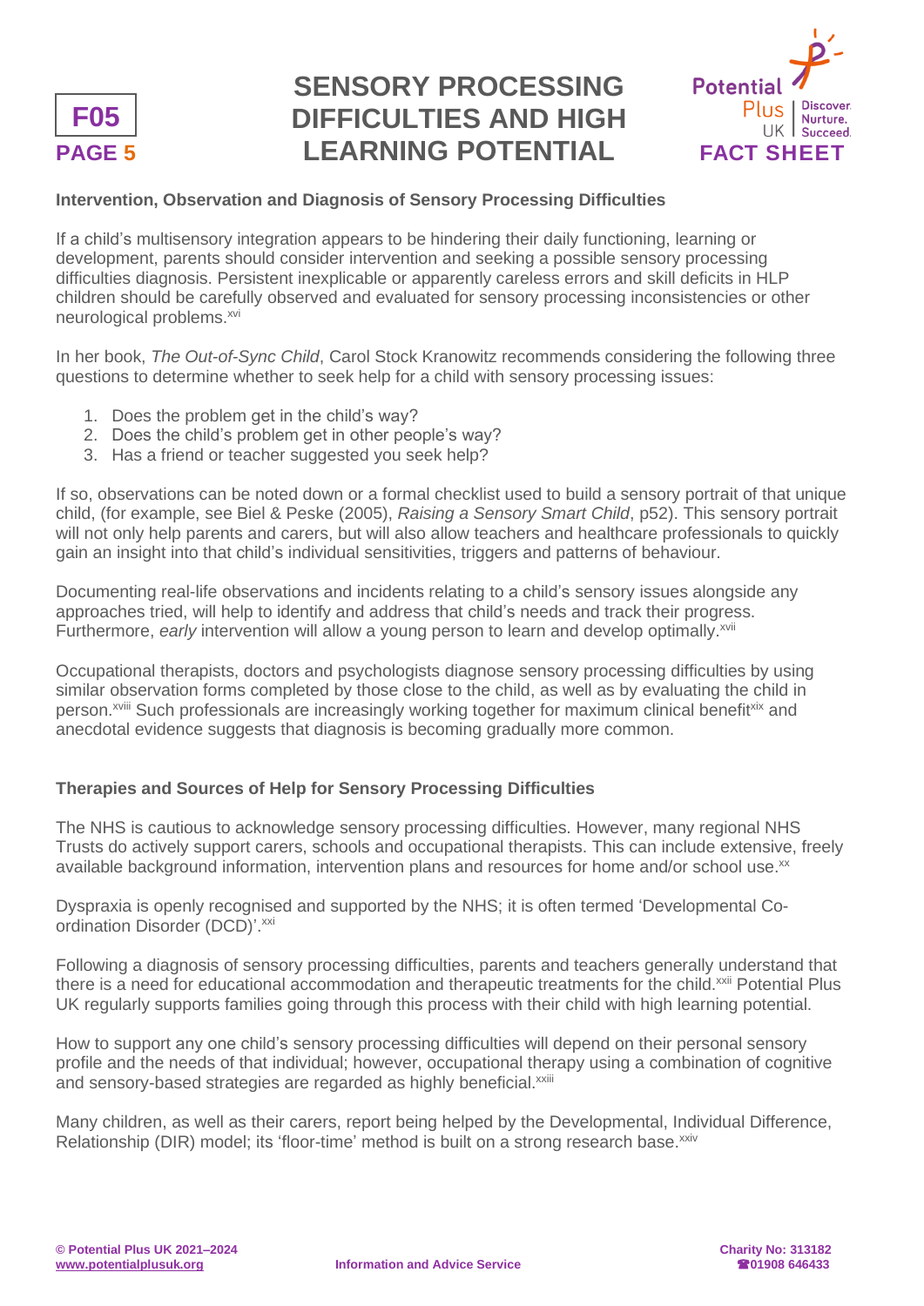## Intervention, Observation and Diagnosis of Sensory Processing Difficulties

If a child's multisensory integration appears to be hindering their daily functioning, learning or development, parents should consider intervention and seeking a possible sensory processing difficulties diagnosis. Persistent inexplicable or apparently careless errors and skill deficits in HLP children should be carefully observed and evaluated for sensory processing inconsistencies or other neurological problems.[xvi]

In her book, *The Out-of-Sync Child*, Carol Stock Kranowitz recommends considering the following three questions to determine whether to seek help for a child with sensory processing issues:

1. Does the problem get in the child's way?
2. Does the child's problem get in other people's way?
3. Has a friend or teacher suggested you seek help?

If so, observations can be noted down or a formal checklist used to build a sensory portrait of that unique child, (for example, see Biel & Peske (2005), *Raising a Sensory Smart Child*, p52). This sensory portrait will not only help parents and carers, but will also allow teachers and healthcare professionals to quickly gain an insight into that child's individual sensitivities, triggers and patterns of behaviour.

Documenting real-life observations and incidents relating to a child's sensory issues alongside any approaches tried, will help to identify and address that child's needs and track their progress. Furthermore, *early* intervention will allow a young person to learn and develop optimally.[xvii]

Occupational therapists, doctors and psychologists diagnose sensory processing difficulties by using similar observation forms completed by those close to the child, as well as by evaluating the child in person.[xviii] Such professionals are increasingly working together for maximum clinical benefit[xix] and anecdotal evidence suggests that diagnosis is becoming gradually more common.

## Therapies and Sources of Help for Sensory Processing Difficulties

The NHS is cautious to acknowledge sensory processing difficulties. However, many regional NHS Trusts do actively support carers, schools and occupational therapists. This can include extensive, freely available background information, intervention plans and resources for home and/or school use.[xx]

Dyspraxia is openly recognised and supported by the NHS; it is often termed 'Developmental Co-ordination Disorder (DCD)'.[xxi]

Following a diagnosis of sensory processing difficulties, parents and teachers generally understand that there is a need for educational accommodation and therapeutic treatments for the child.[xxii] Potential Plus UK regularly supports families going through this process with their child with high learning potential.

How to support any one child's sensory processing difficulties will depend on their personal sensory profile and the needs of that individual; however, occupational therapy using a combination of cognitive and sensory-based strategies are regarded as highly beneficial.[xxiii]

Many children, as well as their carers, report being helped by the Developmental, Individual Difference, Relationship (DIR) model; its 'floor-time' method is built on a strong research base.[xxiv]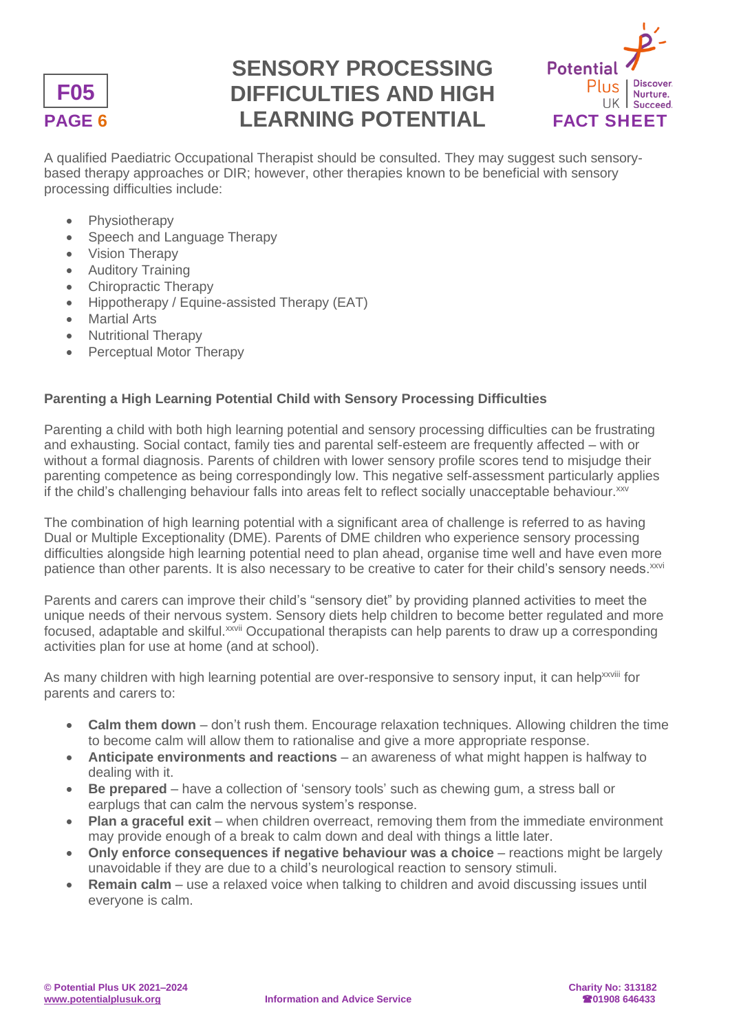A qualified Paediatric Occupational Therapist should be consulted. They may suggest such sensory-based therapy approaches or DIR; however, other therapies known to be beneficial with sensory processing difficulties include:

- Physiotherapy
- Speech and Language Therapy
- Vision Therapy
- Auditory Training
- Chiropractic Therapy
- Hippotherapy / Equine-assisted Therapy (EAT)
- Martial Arts
- Nutritional Therapy
- Perceptual Motor Therapy

### Parenting a High Learning Potential Child with Sensory Processing Difficulties

Parenting a child with both high learning potential and sensory processing difficulties can be frustrating and exhausting. Social contact, family ties and parental self-esteem are frequently affected – with or without a formal diagnosis. Parents of children with lower sensory profile scores tend to misjudge their parenting competence as being correspondingly low. This negative self-assessment particularly applies if the child's challenging behaviour falls into areas felt to reflect socially unacceptable behaviour.[xxv]

The combination of high learning potential with a significant area of challenge is referred to as having Dual or Multiple Exceptionality (DME). Parents of DME children who experience sensory processing difficulties alongside high learning potential need to plan ahead, organise time well and have even more patience than other parents. It is also necessary to be creative to cater for their child's sensory needs.[xxvi]

Parents and carers can improve their child's "sensory diet" by providing planned activities to meet the unique needs of their nervous system. Sensory diets help children to become better regulated and more focused, adaptable and skilful.[xxvii] Occupational therapists can help parents to draw up a corresponding activities plan for use at home (and at school).

As many children with high learning potential are over-responsive to sensory input, it can help[xxviii] for parents and carers to:

- **Calm them down** – don't rush them. Encourage relaxation techniques. Allowing children the time to become calm will allow them to rationalise and give a more appropriate response.
- **Anticipate environments and reactions** – an awareness of what might happen is halfway to dealing with it.
- **Be prepared** – have a collection of 'sensory tools' such as chewing gum, a stress ball or earplugs that can calm the nervous system's response.
- **Plan a graceful exit** – when children overreact, removing them from the immediate environment may provide enough of a break to calm down and deal with things a little later.
- **Only enforce consequences if negative behaviour was a choice** – reactions might be largely unavoidable if they are due to a child's neurological reaction to sensory stimuli.
- **Remain calm** – use a relaxed voice when talking to children and avoid discussing issues until everyone is calm.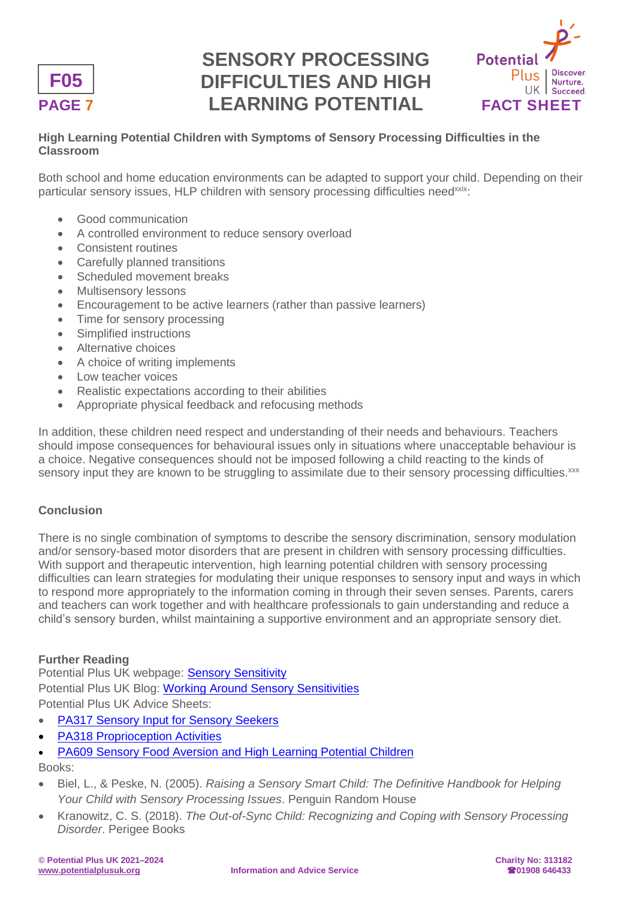### High Learning Potential Children with Symptoms of Sensory Processing Difficulties in the Classroom

Both school and home education environments can be adapted to support your child. Depending on their particular sensory issues, HLP children with sensory processing difficulties need[xxix]:

- Good communication
- A controlled environment to reduce sensory overload
- Consistent routines
- Carefully planned transitions
- Scheduled movement breaks
- Multisensory lessons
- Encouragement to be active learners (rather than passive learners)
- Time for sensory processing
- Simplified instructions
- Alternative choices
- A choice of writing implements
- Low teacher voices
- Realistic expectations according to their abilities
- Appropriate physical feedback and refocusing methods

In addition, these children need respect and understanding of their needs and behaviours. Teachers should impose consequences for behavioural issues only in situations where unacceptable behaviour is a choice. Negative consequences should not be imposed following a child reacting to the kinds of sensory input they are known to be struggling to assimilate due to their sensory processing difficulties.[xxx]

### Conclusion

There is no single combination of symptoms to describe the sensory discrimination, sensory modulation and/or sensory-based motor disorders that are present in children with sensory processing difficulties. With support and therapeutic intervention, high learning potential children with sensory processing difficulties can learn strategies for modulating their unique responses to sensory input and ways in which to respond more appropriately to the information coming in through their seven senses. Parents, carers and teachers can work together and with healthcare professionals to gain understanding and reduce a child's sensory burden, whilst maintaining a supportive environment and an appropriate sensory diet.

**Further Reading**

Potential Plus UK webpage: Sensory Sensitivity
Potential Plus UK Blog: Working Around Sensory Sensitivities
Potential Plus UK Advice Sheets:

- PA317 Sensory Input for Sensory Seekers
- PA318 Proprioception Activities
- PA609 Sensory Food Aversion and High Learning Potential Children

Books:

- Biel, L., & Peske, N. (2005). *Raising a Sensory Smart Child: The Definitive Handbook for Helping Your Child with Sensory Processing Issues*. Penguin Random House
- Kranowitz, C. S. (2018). *The Out-of-Sync Child: Recognizing and Coping with Sensory Processing Disorder*. Perigee Books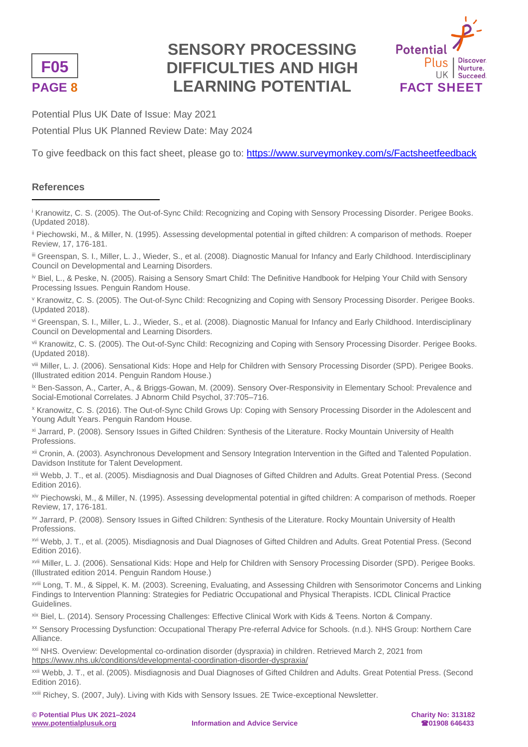Potential Plus UK Date of Issue: May 2021

Potential Plus UK Planned Review Date: May 2024

To give feedback on this fact sheet, please go to: https://www.surveymonkey.com/s/Factsheetfeedback

## References

[i] Kranowitz, C. S. (2005). The Out-of-Sync Child: Recognizing and Coping with Sensory Processing Disorder. Perigee Books. (Updated 2018).

[ii] Piechowski, M., & Miller, N. (1995). Assessing developmental potential in gifted children: A comparison of methods. Roeper Review, 17, 176-181.

[iii] Greenspan, S. I., Miller, L. J., Wieder, S., et al. (2008). Diagnostic Manual for Infancy and Early Childhood. Interdisciplinary Council on Developmental and Learning Disorders.

[iv] Biel, L., & Peske, N. (2005). Raising a Sensory Smart Child: The Definitive Handbook for Helping Your Child with Sensory Processing Issues. Penguin Random House.

[v] Kranowitz, C. S. (2005). The Out-of-Sync Child: Recognizing and Coping with Sensory Processing Disorder. Perigee Books. (Updated 2018).

[vi] Greenspan, S. I., Miller, L. J., Wieder, S., et al. (2008). Diagnostic Manual for Infancy and Early Childhood. Interdisciplinary Council on Developmental and Learning Disorders.

[vii] Kranowitz, C. S. (2005). The Out-of-Sync Child: Recognizing and Coping with Sensory Processing Disorder. Perigee Books. (Updated 2018).

[viii] Miller, L. J. (2006). Sensational Kids: Hope and Help for Children with Sensory Processing Disorder (SPD). Perigee Books. (Illustrated edition 2014. Penguin Random House.)

[ix] Ben-Sasson, A., Carter, A., & Briggs-Gowan, M. (2009). Sensory Over-Responsivity in Elementary School: Prevalence and Social-Emotional Correlates. J Abnorm Child Psychol, 37:705–716.

[x] Kranowitz, C. S. (2016). The Out-of-Sync Child Grows Up: Coping with Sensory Processing Disorder in the Adolescent and Young Adult Years. Penguin Random House.

[xi] Jarrard, P. (2008). Sensory Issues in Gifted Children: Synthesis of the Literature. Rocky Mountain University of Health Professions.

[xii] Cronin, A. (2003). Asynchronous Development and Sensory Integration Intervention in the Gifted and Talented Population. Davidson Institute for Talent Development.

[xiii] Webb, J. T., et al. (2005). Misdiagnosis and Dual Diagnoses of Gifted Children and Adults. Great Potential Press. (Second Edition 2016).

[xiv] Piechowski, M., & Miller, N. (1995). Assessing developmental potential in gifted children: A comparison of methods. Roeper Review, 17, 176-181.

[xv] Jarrard, P. (2008). Sensory Issues in Gifted Children: Synthesis of the Literature. Rocky Mountain University of Health Professions.

[xvi] Webb, J. T., et al. (2005). Misdiagnosis and Dual Diagnoses of Gifted Children and Adults. Great Potential Press. (Second Edition 2016).

[xvii] Miller, L. J. (2006). Sensational Kids: Hope and Help for Children with Sensory Processing Disorder (SPD). Perigee Books. (Illustrated edition 2014. Penguin Random House.)

[xviii] Long, T. M., & Sippel, K. M. (2003). Screening, Evaluating, and Assessing Children with Sensorimotor Concerns and Linking Findings to Intervention Planning: Strategies for Pediatric Occupational and Physical Therapists. ICDL Clinical Practice Guidelines.

[xix] Biel, L. (2014). Sensory Processing Challenges: Effective Clinical Work with Kids & Teens. Norton & Company.

[xx] Sensory Processing Dysfunction: Occupational Therapy Pre-referral Advice for Schools. (n.d.). NHS Group: Northern Care Alliance.

[xxi] NHS. Overview: Developmental co-ordination disorder (dyspraxia) in children. Retrieved March 2, 2021 from https://www.nhs.uk/conditions/developmental-coordination-disorder-dyspraxia/

[xxii] Webb, J. T., et al. (2005). Misdiagnosis and Dual Diagnoses of Gifted Children and Adults. Great Potential Press. (Second Edition 2016).

[xxiii] Richey, S. (2007, July). Living with Kids with Sensory Issues. 2E Twice-exceptional Newsletter.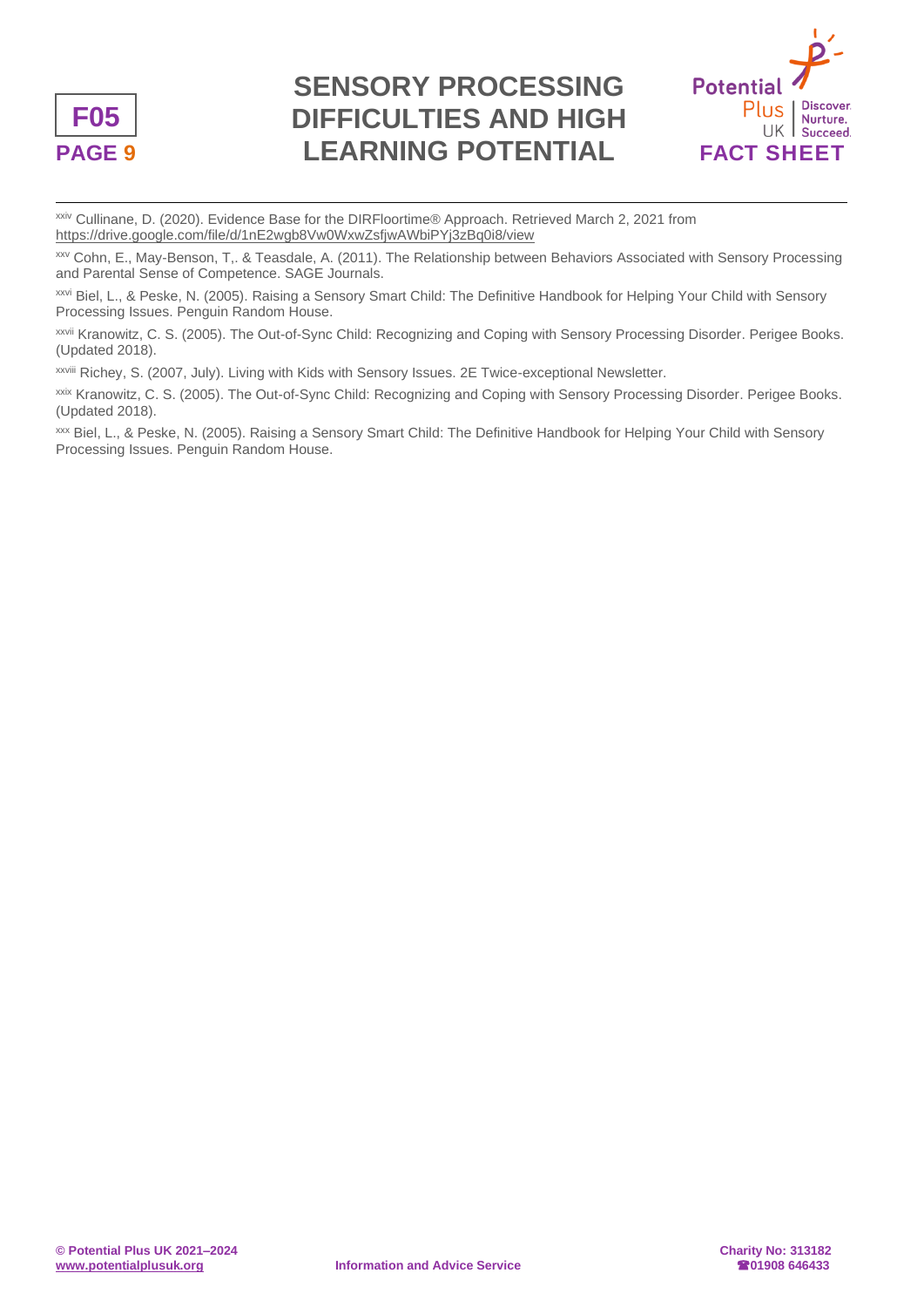[xxiv] Cullinane, D. (2020). Evidence Base for the DIRFloortime® Approach. Retrieved March 2, 2021 from https://drive.google.com/file/d/1nE2wgb8Vw0WxwZsfjwAWbiPYj3zBq0i8/view

[xxv] Cohn, E., May-Benson, T,. & Teasdale, A. (2011). The Relationship between Behaviors Associated with Sensory Processing and Parental Sense of Competence. SAGE Journals.

[xxvi] Biel, L., & Peske, N. (2005). Raising a Sensory Smart Child: The Definitive Handbook for Helping Your Child with Sensory Processing Issues. Penguin Random House.

[xxvii] Kranowitz, C. S. (2005). The Out-of-Sync Child: Recognizing and Coping with Sensory Processing Disorder. Perigee Books. (Updated 2018).

[xxviii] Richey, S. (2007, July). Living with Kids with Sensory Issues. 2E Twice-exceptional Newsletter.

[xxix] Kranowitz, C. S. (2005). The Out-of-Sync Child: Recognizing and Coping with Sensory Processing Disorder. Perigee Books. (Updated 2018).

[xxx] Biel, L., & Peske, N. (2005). Raising a Sensory Smart Child: The Definitive Handbook for Helping Your Child with Sensory Processing Issues. Penguin Random House.